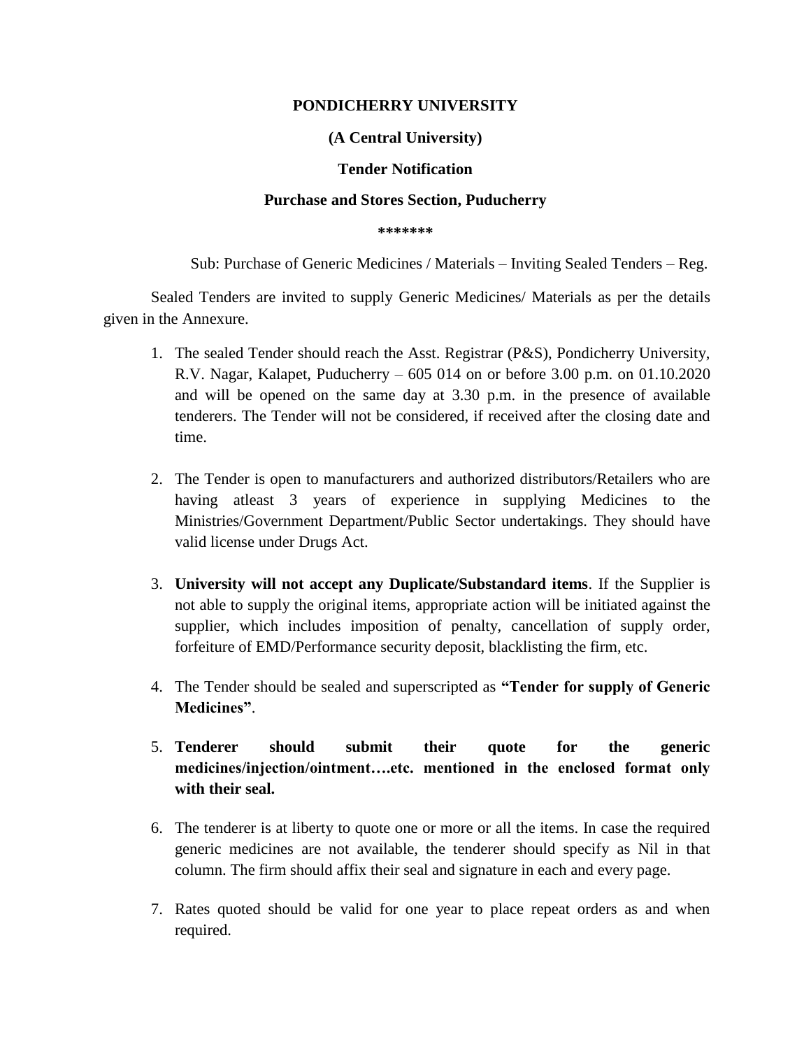**PONDICHERRY UNIVERSITY**

**(A Central University)**

**Tender Notification**

**Purchase and Stores Section, Puducherry**

*******

Sub: Purchase of Generic Medicines / Materials – Inviting Sealed Tenders – Reg.

Sealed Tenders are invited to supply Generic Medicines/ Materials as per the details given in the Annexure.

1. The sealed Tender should reach the Asst. Registrar (P&S), Pondicherry University, R.V. Nagar, Kalapet, Puducherry – 605 014 on or before 3.00 p.m. on 01.10.2020 and will be opened on the same day at 3.30 p.m. in the presence of available tenderers. The Tender will not be considered, if received after the closing date and time.

2. The Tender is open to manufacturers and authorized distributors/Retailers who are having atleast 3 years of experience in supplying Medicines to the Ministries/Government Department/Public Sector undertakings. They should have valid license under Drugs Act.

3. **University will not accept any Duplicate/Substandard items**. If the Supplier is not able to supply the original items, appropriate action will be initiated against the supplier, which includes imposition of penalty, cancellation of supply order, forfeiture of EMD/Performance security deposit, blacklisting the firm, etc.

4. The Tender should be sealed and superscripted as **"Tender for supply of Generic Medicines"**.

5. **Tenderer should submit their quote for the generic medicines/injection/ointment….etc. mentioned in the enclosed format only with their seal.**

6. The tenderer is at liberty to quote one or more or all the items. In case the required generic medicines are not available, the tenderer should specify as Nil in that column. The firm should affix their seal and signature in each and every page.

7. Rates quoted should be valid for one year to place repeat orders as and when required.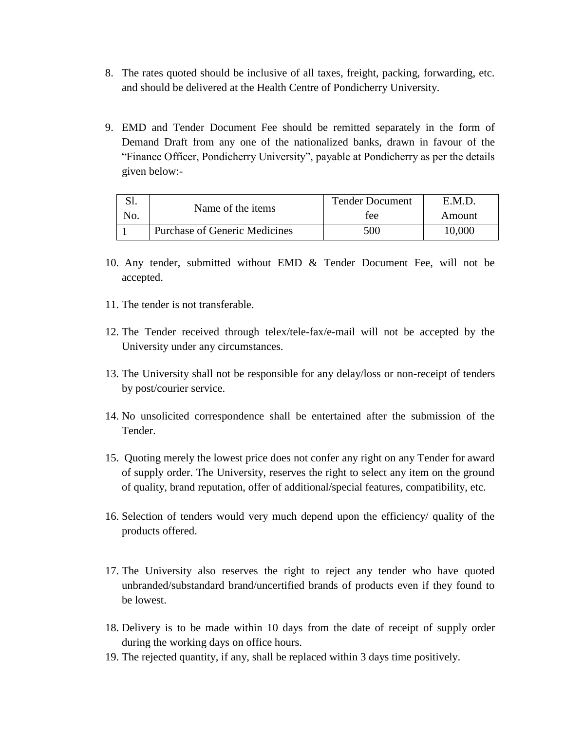8. The rates quoted should be inclusive of all taxes, freight, packing, forwarding, etc. and should be delivered at the Health Centre of Pondicherry University.

9. EMD and Tender Document Fee should be remitted separately in the form of Demand Draft from any one of the nationalized banks, drawn in favour of the "Finance Officer, Pondicherry University", payable at Pondicherry as per the details given below:-

| Sl. No. | Name of the items | Tender Document fee | E.M.D. Amount |
|---|---|---|---|
| 1 | Purchase of Generic Medicines | 500 | 10,000 |

10. Any tender, submitted without EMD & Tender Document Fee, will not be accepted.

11. The tender is not transferable.

12. The Tender received through telex/tele-fax/e-mail will not be accepted by the University under any circumstances.

13. The University shall not be responsible for any delay/loss or non-receipt of tenders by post/courier service.

14. No unsolicited correspondence shall be entertained after the submission of the Tender.

15. Quoting merely the lowest price does not confer any right on any Tender for award of supply order. The University, reserves the right to select any item on the ground of quality, brand reputation, offer of additional/special features, compatibility, etc.

16. Selection of tenders would very much depend upon the efficiency/ quality of the products offered.

17. The University also reserves the right to reject any tender who have quoted unbranded/substandard brand/uncertified brands of products even if they found to be lowest.

18. Delivery is to be made within 10 days from the date of receipt of supply order during the working days on office hours.
19. The rejected quantity, if any, shall be replaced within 3 days time positively.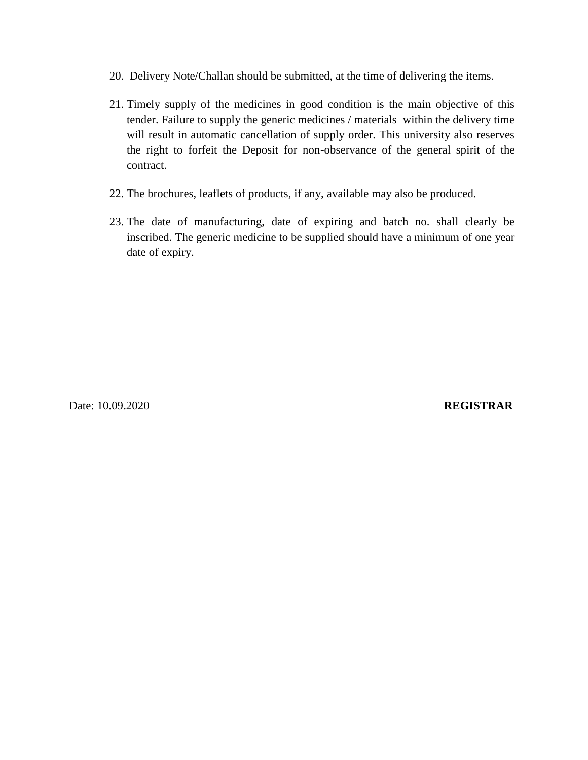20. Delivery Note/Challan should be submitted, at the time of delivering the items.

21. Timely supply of the medicines in good condition is the main objective of this tender. Failure to supply the generic medicines / materials within the delivery time will result in automatic cancellation of supply order. This university also reserves the right to forfeit the Deposit for non-observance of the general spirit of the contract.

22. The brochures, leaflets of products, if any, available may also be produced.

23. The date of manufacturing, date of expiring and batch no. shall clearly be inscribed. The generic medicine to be supplied should have a minimum of one year date of expiry.

Date: 10.09.2020

**REGISTRAR**